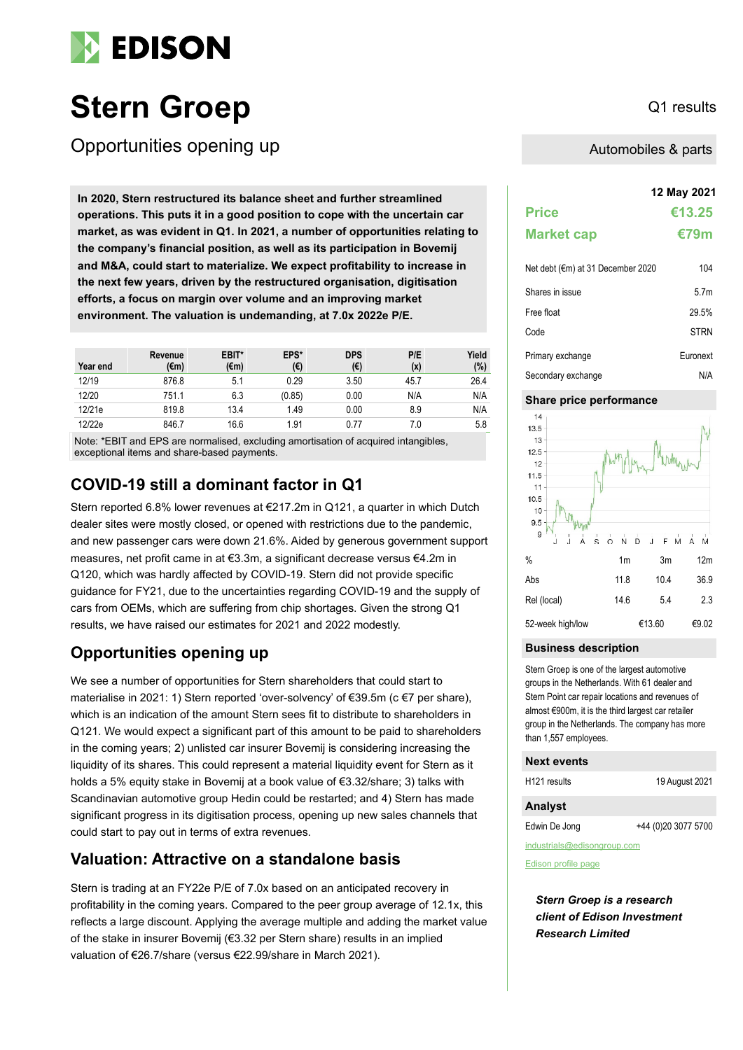# Stern Groep

Q1 results

## Opportunities opening up

Automobiles & parts

**In 2020, Stern restructured its balance sheet and further streamlined operations. This puts it in a good position to cope with the uncertain car market, as was evident in Q1. In 2021, a number of opportunities relating to the company's financial position, as well as its participation in Bovemij and M&A, could start to materialize. We expect profitability to increase in the next few years, driven by the restructured organisation, digitisation efforts, a focus on margin over volume and an improving market environment. The valuation is undemanding, at 7.0x 2022e P/E.**

| Year end | Revenue (€m) | EBIT* (€m) | EPS* (€) | DPS (€) | P/E (x) | Yield (%) |
|---|---|---|---|---|---|---|
| 12/19 | 876.8 | 5.1 | 0.29 | 3.50 | 45.7 | 26.4 |
| 12/20 | 751.1 | 6.3 | (0.85) | 0.00 | N/A | N/A |
| 12/21e | 819.8 | 13.4 | 1.49 | 0.00 | 8.9 | N/A |
| 12/22e | 846.7 | 16.6 | 1.91 | 0.77 | 7.0 | 5.8 |

Note: *EBIT and EPS are normalised, excluding amortisation of acquired intangibles, exceptional items and share-based payments.

## COVID-19 still a dominant factor in Q1

Stern reported 6.8% lower revenues at €217.2m in Q121, a quarter in which Dutch dealer sites were mostly closed, or opened with restrictions due to the pandemic, and new passenger cars were down 21.6%. Aided by generous government support measures, net profit came in at €3.3m, a significant decrease versus €4.2m in Q120, which was hardly affected by COVID-19. Stern did not provide specific guidance for FY21, due to the uncertainties regarding COVID-19 and the supply of cars from OEMs, which are suffering from chip shortages. Given the strong Q1 results, we have raised our estimates for 2021 and 2022 modestly.

## Opportunities opening up

We see a number of opportunities for Stern shareholders that could start to materialise in 2021: 1) Stern reported 'over-solvency' of €39.5m (c €7 per share), which is an indication of the amount Stern sees fit to distribute to shareholders in Q121. We would expect a significant part of this amount to be paid to shareholders in the coming years; 2) unlisted car insurer Bovemij is considering increasing the liquidity of its shares. This could represent a material liquidity event for Stern as it holds a 5% equity stake in Bovemij at a book value of €3.32/share; 3) talks with Scandinavian automotive group Hedin could be restarted; and 4) Stern has made significant progress in its digitisation process, opening up new sales channels that could start to pay out in terms of extra revenues.

## Valuation: Attractive on a standalone basis

Stern is trading at an FY22e P/E of 7.0x based on an anticipated recovery in profitability in the coming years. Compared to the peer group average of 12.1x, this reflects a large discount. Applying the average multiple and adding the market value of the stake in insurer Bovemij (€3.32 per Stern share) results in an implied valuation of €26.7/share (versus €22.99/share in March 2021).

**12 May 2021**

| | |
|---|---|
| **Price** | **€13.25** |
| **Market cap** | **€79m** |

| | |
|---|---|
| Net debt (€m) at 31 December 2020 | 104 |
| Shares in issue | 5.7m |
| Free float | 29.5% |
| Code | STRN |
| Primary exchange | Euronext |
| Secondary exchange | N/A |

### Share price performance

| % | 1m | 3m | 12m |
|---|---|---|---|
| Abs | 11.8 | 10.4 | 36.9 |
| Rel (local) | 14.6 | 5.4 | 2.3 |
| 52-week high/low | | €13.60 | €9.02 |

### Business description

Stern Groep is one of the largest automotive groups in the Netherlands. With 61 dealer and Stern Point car repair locations and revenues of almost €900m, it is the third largest car retailer group in the Netherlands. The company has more than 1,557 employees.

### Next events

| | |
|---|---|
| H121 results | 19 August 2021 |

### Analyst

| | |
|---|---|
| Edwin De Jong | +44 (0)20 3077 5700 |

industrials@edisongroup.com

Edison profile page

***Stern Groep is a research client of Edison Investment Research Limited***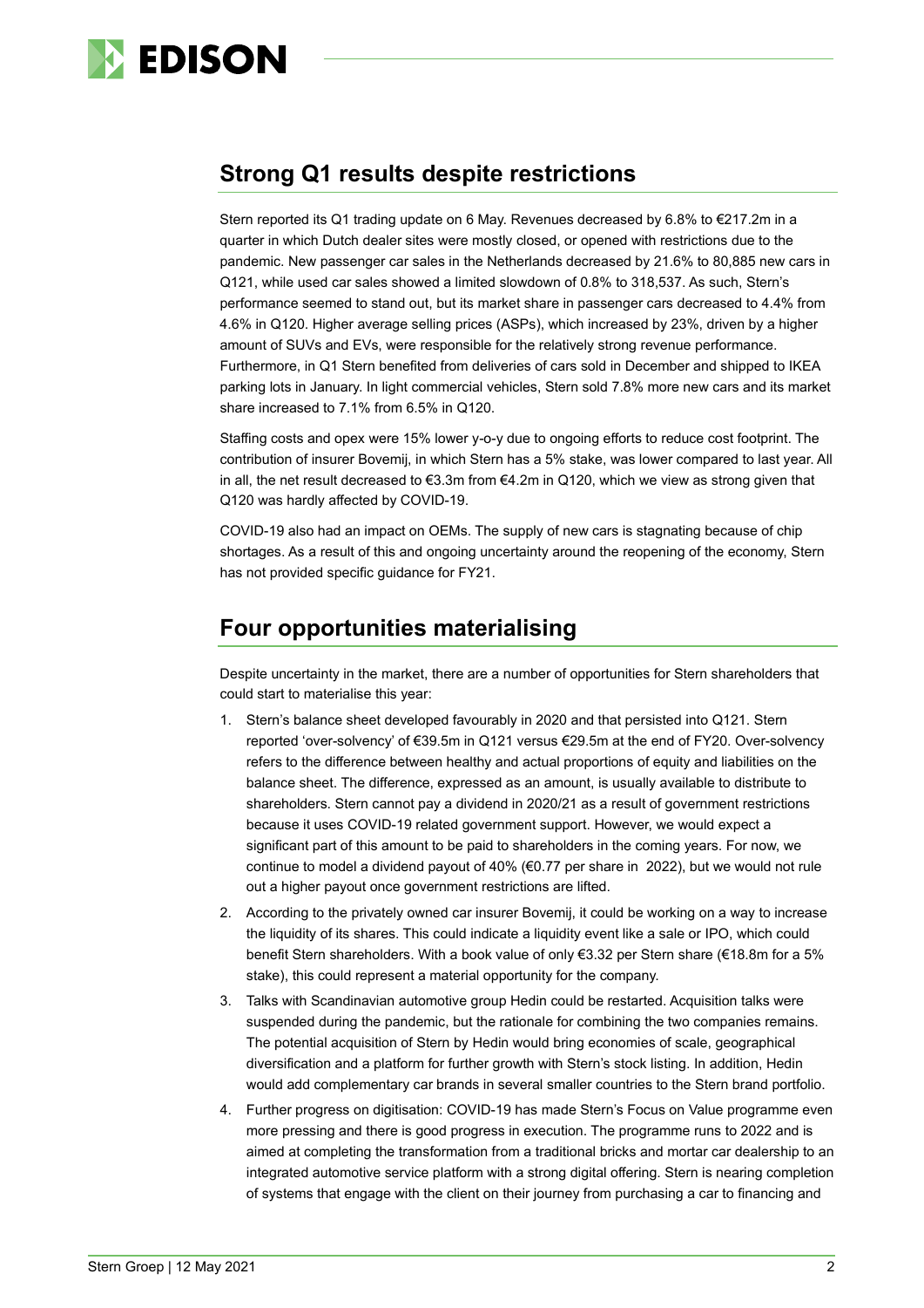## Strong Q1 results despite restrictions

Stern reported its Q1 trading update on 6 May. Revenues decreased by 6.8% to €217.2m in a quarter in which Dutch dealer sites were mostly closed, or opened with restrictions due to the pandemic. New passenger car sales in the Netherlands decreased by 21.6% to 80,885 new cars in Q121, while used car sales showed a limited slowdown of 0.8% to 318,537. As such, Stern's performance seemed to stand out, but its market share in passenger cars decreased to 4.4% from 4.6% in Q120. Higher average selling prices (ASPs), which increased by 23%, driven by a higher amount of SUVs and EVs, were responsible for the relatively strong revenue performance. Furthermore, in Q1 Stern benefited from deliveries of cars sold in December and shipped to IKEA parking lots in January. In light commercial vehicles, Stern sold 7.8% more new cars and its market share increased to 7.1% from 6.5% in Q120.

Staffing costs and opex were 15% lower y-o-y due to ongoing efforts to reduce cost footprint. The contribution of insurer Bovemij, in which Stern has a 5% stake, was lower compared to last year. All in all, the net result decreased to €3.3m from €4.2m in Q120, which we view as strong given that Q120 was hardly affected by COVID-19.

COVID-19 also had an impact on OEMs. The supply of new cars is stagnating because of chip shortages. As a result of this and ongoing uncertainty around the reopening of the economy, Stern has not provided specific guidance for FY21.

## Four opportunities materialising

Despite uncertainty in the market, there are a number of opportunities for Stern shareholders that could start to materialise this year:

1. Stern's balance sheet developed favourably in 2020 and that persisted into Q121. Stern reported 'over-solvency' of €39.5m in Q121 versus €29.5m at the end of FY20. Over-solvency refers to the difference between healthy and actual proportions of equity and liabilities on the balance sheet. The difference, expressed as an amount, is usually available to distribute to shareholders. Stern cannot pay a dividend in 2020/21 as a result of government restrictions because it uses COVID-19 related government support. However, we would expect a significant part of this amount to be paid to shareholders in the coming years. For now, we continue to model a dividend payout of 40% (€0.77 per share in 2022), but we would not rule out a higher payout once government restrictions are lifted.
2. According to the privately owned car insurer Bovemij, it could be working on a way to increase the liquidity of its shares. This could indicate a liquidity event like a sale or IPO, which could benefit Stern shareholders. With a book value of only €3.32 per Stern share (€18.8m for a 5% stake), this could represent a material opportunity for the company.
3. Talks with Scandinavian automotive group Hedin could be restarted. Acquisition talks were suspended during the pandemic, but the rationale for combining the two companies remains. The potential acquisition of Stern by Hedin would bring economies of scale, geographical diversification and a platform for further growth with Stern's stock listing. In addition, Hedin would add complementary car brands in several smaller countries to the Stern brand portfolio.
4. Further progress on digitisation: COVID-19 has made Stern's Focus on Value programme even more pressing and there is good progress in execution. The programme runs to 2022 and is aimed at completing the transformation from a traditional bricks and mortar car dealership to an integrated automotive service platform with a strong digital offering. Stern is nearing completion of systems that engage with the client on their journey from purchasing a car to financing and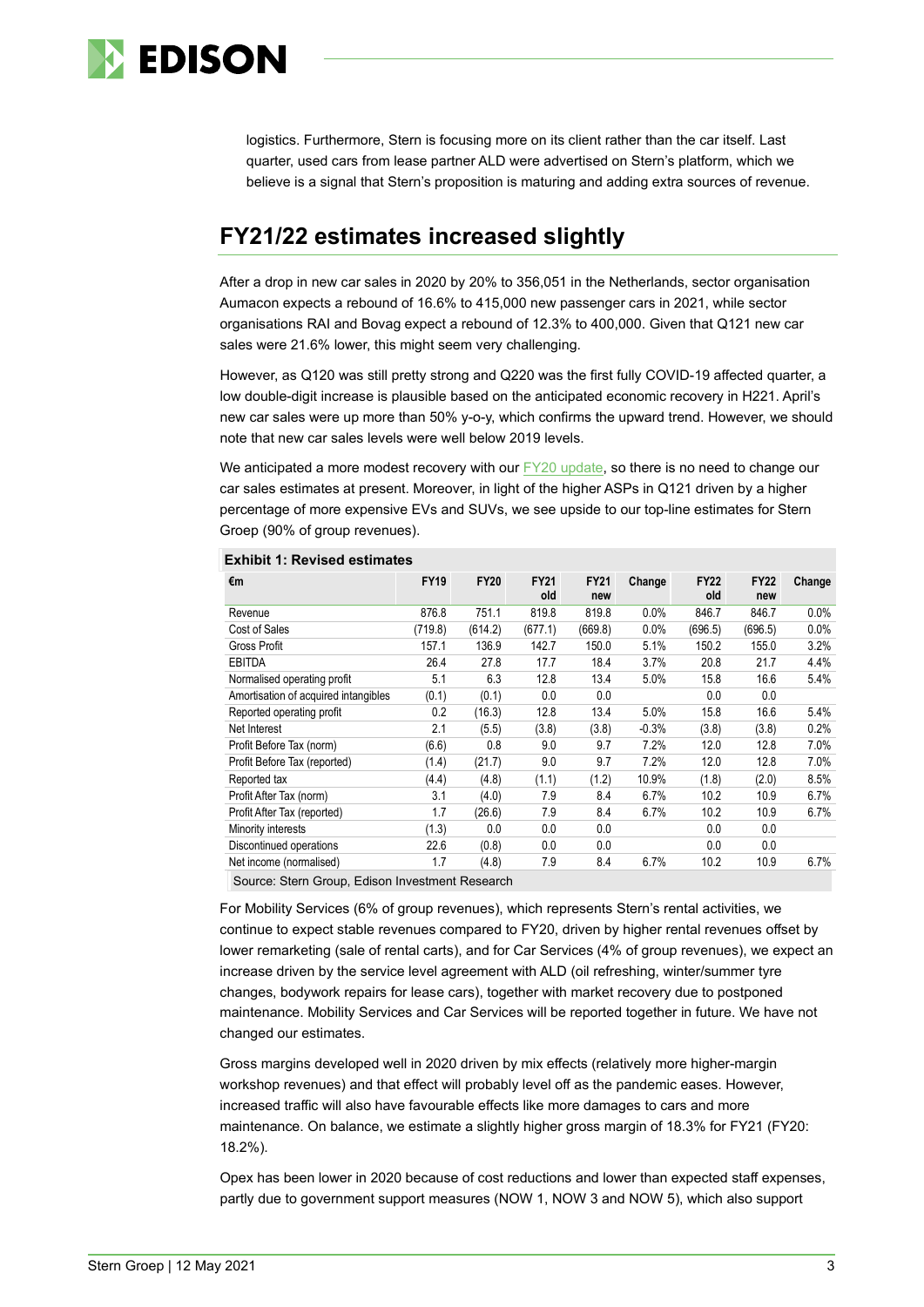logistics. Furthermore, Stern is focusing more on its client rather than the car itself. Last quarter, used cars from lease partner ALD were advertised on Stern's platform, which we believe is a signal that Stern's proposition is maturing and adding extra sources of revenue.

## FY21/22 estimates increased slightly

After a drop in new car sales in 2020 by 20% to 356,051 in the Netherlands, sector organisation Aumacon expects a rebound of 16.6% to 415,000 new passenger cars in 2021, while sector organisations RAI and Bovag expect a rebound of 12.3% to 400,000. Given that Q121 new car sales were 21.6% lower, this might seem very challenging.

However, as Q120 was still pretty strong and Q220 was the first fully COVID-19 affected quarter, a low double-digit increase is plausible based on the anticipated economic recovery in H221. April's new car sales were up more than 50% y-o-y, which confirms the upward trend. However, we should note that new car sales levels were well below 2019 levels.

We anticipated a more modest recovery with our FY20 update, so there is no need to change our car sales estimates at present. Moreover, in light of the higher ASPs in Q121 driven by a higher percentage of more expensive EVs and SUVs, we see upside to our top-line estimates for Stern Groep (90% of group revenues).

**Exhibit 1: Revised estimates**

| €m | FY19 | FY20 | FY21 old | FY21 new | Change | FY22 old | FY22 new | Change |
|---|---|---|---|---|---|---|---|---|
| Revenue | 876.8 | 751.1 | 819.8 | 819.8 | 0.0% | 846.7 | 846.7 | 0.0% |
| Cost of Sales | (719.8) | (614.2) | (677.1) | (669.8) | 0.0% | (696.5) | (696.5) | 0.0% |
| Gross Profit | 157.1 | 136.9 | 142.7 | 150.0 | 5.1% | 150.2 | 155.0 | 3.2% |
| EBITDA | 26.4 | 27.8 | 17.7 | 18.4 | 3.7% | 20.8 | 21.7 | 4.4% |
| Normalised operating profit | 5.1 | 6.3 | 12.8 | 13.4 | 5.0% | 15.8 | 16.6 | 5.4% |
| Amortisation of acquired intangibles | (0.1) | (0.1) | 0.0 | 0.0 | | 0.0 | 0.0 | |
| Reported operating profit | 0.2 | (16.3) | 12.8 | 13.4 | 5.0% | 15.8 | 16.6 | 5.4% |
| Net Interest | 2.1 | (5.5) | (3.8) | (3.8) | -0.3% | (3.8) | (3.8) | 0.2% |
| Profit Before Tax (norm) | (6.6) | 0.8 | 9.0 | 9.7 | 7.2% | 12.0 | 12.8 | 7.0% |
| Profit Before Tax (reported) | (1.4) | (21.7) | 9.0 | 9.7 | 7.2% | 12.0 | 12.8 | 7.0% |
| Reported tax | (4.4) | (4.8) | (1.1) | (1.2) | 10.9% | (1.8) | (2.0) | 8.5% |
| Profit After Tax (norm) | 3.1 | (4.0) | 7.9 | 8.4 | 6.7% | 10.2 | 10.9 | 6.7% |
| Profit After Tax (reported) | 1.7 | (26.6) | 7.9 | 8.4 | 6.7% | 10.2 | 10.9 | 6.7% |
| Minority interests | (1.3) | 0.0 | 0.0 | 0.0 | | 0.0 | 0.0 | |
| Discontinued operations | 22.6 | (0.8) | 0.0 | 0.0 | | 0.0 | 0.0 | |
| Net income (normalised) | 1.7 | (4.8) | 7.9 | 8.4 | 6.7% | 10.2 | 10.9 | 6.7% |

Source: Stern Group, Edison Investment Research

For Mobility Services (6% of group revenues), which represents Stern's rental activities, we continue to expect stable revenues compared to FY20, driven by higher rental revenues offset by lower remarketing (sale of rental carts), and for Car Services (4% of group revenues), we expect an increase driven by the service level agreement with ALD (oil refreshing, winter/summer tyre changes, bodywork repairs for lease cars), together with market recovery due to postponed maintenance. Mobility Services and Car Services will be reported together in future. We have not changed our estimates.

Gross margins developed well in 2020 driven by mix effects (relatively more higher-margin workshop revenues) and that effect will probably level off as the pandemic eases. However, increased traffic will also have favourable effects like more damages to cars and more maintenance. On balance, we estimate a slightly higher gross margin of 18.3% for FY21 (FY20: 18.2%).

Opex has been lower in 2020 because of cost reductions and lower than expected staff expenses, partly due to government support measures (NOW 1, NOW 3 and NOW 5), which also support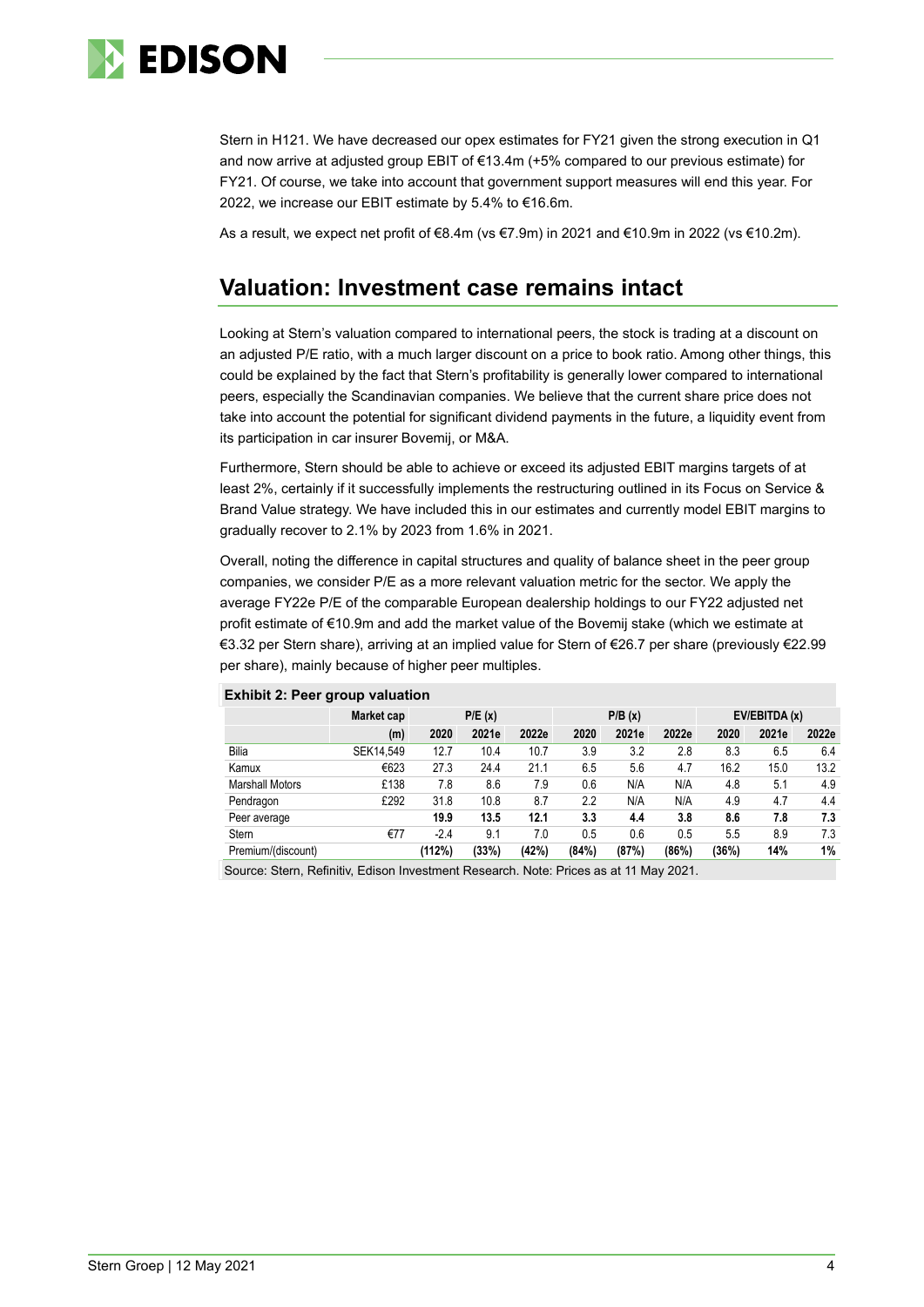Stern in H121. We have decreased our opex estimates for FY21 given the strong execution in Q1 and now arrive at adjusted group EBIT of €13.4m (+5% compared to our previous estimate) for FY21. Of course, we take into account that government support measures will end this year. For 2022, we increase our EBIT estimate by 5.4% to €16.6m.

As a result, we expect net profit of €8.4m (vs €7.9m) in 2021 and €10.9m in 2022 (vs €10.2m).

## Valuation: Investment case remains intact

Looking at Stern's valuation compared to international peers, the stock is trading at a discount on an adjusted P/E ratio, with a much larger discount on a price to book ratio. Among other things, this could be explained by the fact that Stern's profitability is generally lower compared to international peers, especially the Scandinavian companies. We believe that the current share price does not take into account the potential for significant dividend payments in the future, a liquidity event from its participation in car insurer Bovemij, or M&A.

Furthermore, Stern should be able to achieve or exceed its adjusted EBIT margins targets of at least 2%, certainly if it successfully implements the restructuring outlined in its Focus on Service & Brand Value strategy. We have included this in our estimates and currently model EBIT margins to gradually recover to 2.1% by 2023 from 1.6% in 2021.

Overall, noting the difference in capital structures and quality of balance sheet in the peer group companies, we consider P/E as a more relevant valuation metric for the sector. We apply the average FY22e P/E of the comparable European dealership holdings to our FY22 adjusted net profit estimate of €10.9m and add the market value of the Bovemij stake (which we estimate at €3.32 per Stern share), arriving at an implied value for Stern of €26.7 per share (previously €22.99 per share), mainly because of higher peer multiples.

**Exhibit 2: Peer group valuation**

| | Market cap | P/E (x) | | | P/B (x) | | | EV/EBITDA (x) | | |
|---|---|---|---|---|---|---|---|---|---|---|
| | (m) | 2020 | 2021e | 2022e | 2020 | 2021e | 2022e | 2020 | 2021e | 2022e |
| Bilia | SEK14,549 | 12.7 | 10.4 | 10.7 | 3.9 | 3.2 | 2.8 | 8.3 | 6.5 | 6.4 |
| Kamux | €623 | 27.3 | 24.4 | 21.1 | 6.5 | 5.6 | 4.7 | 16.2 | 15.0 | 13.2 |
| Marshall Motors | £138 | 7.8 | 8.6 | 7.9 | 0.6 | N/A | N/A | 4.8 | 5.1 | 4.9 |
| Pendragon | £292 | 31.8 | 10.8 | 8.7 | 2.2 | N/A | N/A | 4.9 | 4.7 | 4.4 |
| Peer average | | **19.9** | **13.5** | **12.1** | **3.3** | **4.4** | **3.8** | **8.6** | **7.8** | **7.3** |
| Stern | €77 | -2.4 | 9.1 | 7.0 | 0.5 | 0.6 | 0.5 | 5.5 | 8.9 | 7.3 |
| Premium/(discount) | | **(112%)** | **(33%)** | **(42%)** | **(84%)** | **(87%)** | **(86%)** | **(36%)** | **14%** | **1%** |

Source: Stern, Refinitiv, Edison Investment Research. Note: Prices as at 11 May 2021.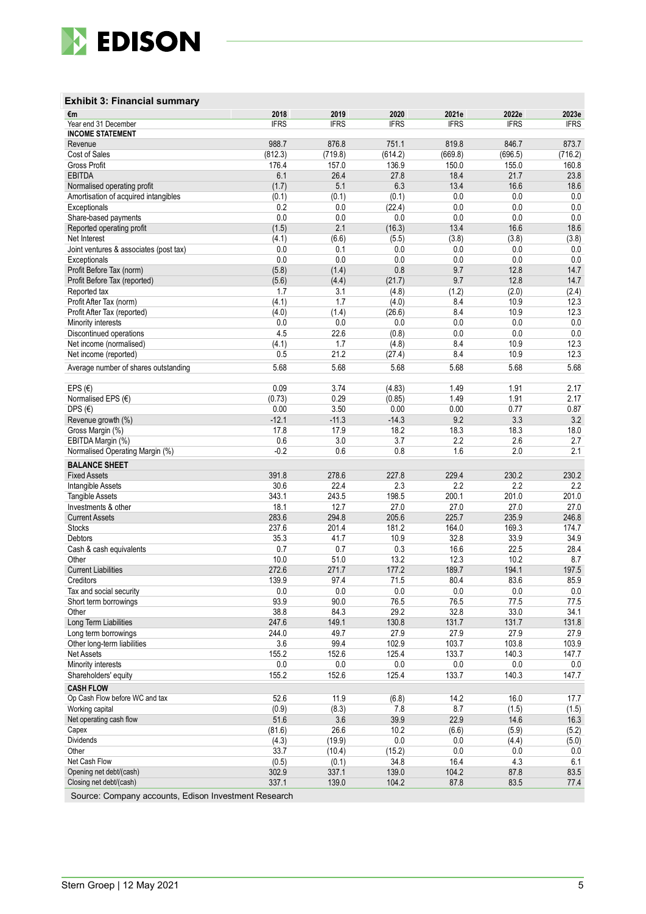### Exhibit 3: Financial summary

| €m | 2018 | 2019 | 2020 | 2021e | 2022e | 2023e |
|---|---|---|---|---|---|---|
| Year end 31 December | IFRS | IFRS | IFRS | IFRS | IFRS | IFRS |
| **INCOME STATEMENT** | | | | | | |
| Revenue | 988.7 | 876.8 | 751.1 | 819.8 | 846.7 | 873.7 |
| Cost of Sales | (812.3) | (719.8) | (614.2) | (669.8) | (696.5) | (716.2) |
| Gross Profit | 176.4 | 157.0 | 136.9 | 150.0 | 155.0 | 160.8 |
| EBITDA | 6.1 | 26.4 | 27.8 | 18.4 | 21.7 | 23.8 |
| Normalised operating profit | (1.7) | 5.1 | 6.3 | 13.4 | 16.6 | 18.6 |
| Amortisation of acquired intangibles | (0.1) | (0.1) | (0.1) | 0.0 | 0.0 | 0.0 |
| Exceptionals | 0.2 | 0.0 | (22.4) | 0.0 | 0.0 | 0.0 |
| Share-based payments | 0.0 | 0.0 | 0.0 | 0.0 | 0.0 | 0.0 |
| Reported operating profit | (1.5) | 2.1 | (16.3) | 13.4 | 16.6 | 18.6 |
| Net Interest | (4.1) | (6.6) | (5.5) | (3.8) | (3.8) | (3.8) |
| Joint ventures & associates (post tax) | 0.0 | 0.1 | 0.0 | 0.0 | 0.0 | 0.0 |
| Exceptionals | 0.0 | 0.0 | 0.0 | 0.0 | 0.0 | 0.0 |
| Profit Before Tax (norm) | (5.8) | (1.4) | 0.8 | 9.7 | 12.8 | 14.7 |
| Profit Before Tax (reported) | (5.6) | (4.4) | (21.7) | 9.7 | 12.8 | 14.7 |
| Reported tax | 1.7 | 3.1 | (4.8) | (1.2) | (2.0) | (2.4) |
| Profit After Tax (norm) | (4.1) | 1.7 | (4.0) | 8.4 | 10.9 | 12.3 |
| Profit After Tax (reported) | (4.0) | (1.4) | (26.6) | 8.4 | 10.9 | 12.3 |
| Minority interests | 0.0 | 0.0 | 0.0 | 0.0 | 0.0 | 0.0 |
| Discontinued operations | 4.5 | 22.6 | (0.8) | 0.0 | 0.0 | 0.0 |
| Net income (normalised) | (4.1) | 1.7 | (4.8) | 8.4 | 10.9 | 12.3 |
| Net income (reported) | 0.5 | 21.2 | (27.4) | 8.4 | 10.9 | 12.3 |
| Average number of shares outstanding | 5.68 | 5.68 | 5.68 | 5.68 | 5.68 | 5.68 |
| EPS (€) | 0.09 | 3.74 | (4.83) | 1.49 | 1.91 | 2.17 |
| Normalised EPS (€) | (0.73) | 0.29 | (0.85) | 1.49 | 1.91 | 2.17 |
| DPS (€) | 0.00 | 3.50 | 0.00 | 0.00 | 0.77 | 0.87 |
| Revenue growth (%) | -12.1 | -11.3 | -14.3 | 9.2 | 3.3 | 3.2 |
| Gross Margin (%) | 17.8 | 17.9 | 18.2 | 18.3 | 18.3 | 18.0 |
| EBITDA Margin (%) | 0.6 | 3.0 | 3.7 | 2.2 | 2.6 | 2.7 |
| Normalised Operating Margin (%) | -0.2 | 0.6 | 0.8 | 1.6 | 2.0 | 2.1 |
| **BALANCE SHEET** | | | | | | |
| Fixed Assets | 391.8 | 278.6 | 227.8 | 229.4 | 230.2 | 230.2 |
| Intangible Assets | 30.6 | 22.4 | 2.3 | 2.2 | 2.2 | 2.2 |
| Tangible Assets | 343.1 | 243.5 | 198.5 | 200.1 | 201.0 | 201.0 |
| Investments & other | 18.1 | 12.7 | 27.0 | 27.0 | 27.0 | 27.0 |
| Current Assets | 283.6 | 294.8 | 205.6 | 225.7 | 235.9 | 246.8 |
| Stocks | 237.6 | 201.4 | 181.2 | 164.0 | 169.3 | 174.7 |
| Debtors | 35.3 | 41.7 | 10.9 | 32.8 | 33.9 | 34.9 |
| Cash & cash equivalents | 0.7 | 0.7 | 0.3 | 16.6 | 22.5 | 28.4 |
| Other | 10.0 | 51.0 | 13.2 | 12.3 | 10.2 | 8.7 |
| Current Liabilities | 272.6 | 271.7 | 177.2 | 189.7 | 194.1 | 197.5 |
| Creditors | 139.9 | 97.4 | 71.5 | 80.4 | 83.6 | 85.9 |
| Tax and social security | 0.0 | 0.0 | 0.0 | 0.0 | 0.0 | 0.0 |
| Short term borrowings | 93.9 | 90.0 | 76.5 | 76.5 | 77.5 | 77.5 |
| Other | 38.8 | 84.3 | 29.2 | 32.8 | 33.0 | 34.1 |
| Long Term Liabilities | 247.6 | 149.1 | 130.8 | 131.7 | 131.7 | 131.8 |
| Long term borrowings | 244.0 | 49.7 | 27.9 | 27.9 | 27.9 | 27.9 |
| Other long-term liabilities | 3.6 | 99.4 | 102.9 | 103.7 | 103.8 | 103.9 |
| Net Assets | 155.2 | 152.6 | 125.4 | 133.7 | 140.3 | 147.7 |
| Minority interests | 0.0 | 0.0 | 0.0 | 0.0 | 0.0 | 0.0 |
| Shareholders' equity | 155.2 | 152.6 | 125.4 | 133.7 | 140.3 | 147.7 |
| **CASH FLOW** | | | | | | |
| Op Cash Flow before WC and tax | 52.6 | 11.9 | (6.8) | 14.2 | 16.0 | 17.7 |
| Working capital | (0.9) | (8.3) | 7.8 | 8.7 | (1.5) | (1.5) |
| Net operating cash flow | 51.6 | 3.6 | 39.9 | 22.9 | 14.6 | 16.3 |
| Capex | (81.6) | 26.6 | 10.2 | (6.6) | (5.9) | (5.2) |
| Dividends | (4.3) | (19.9) | 0.0 | 0.0 | (4.4) | (5.0) |
| Other | 33.7 | (10.4) | (15.2) | 0.0 | 0.0 | 0.0 |
| Net Cash Flow | (0.5) | (0.1) | 34.8 | 16.4 | 4.3 | 6.1 |
| Opening net debt/(cash) | 302.9 | 337.1 | 139.0 | 104.2 | 87.8 | 83.5 |
| Closing net debt/(cash) | 337.1 | 139.0 | 104.2 | 87.8 | 83.5 | 77.4 |

Source: Company accounts, Edison Investment Research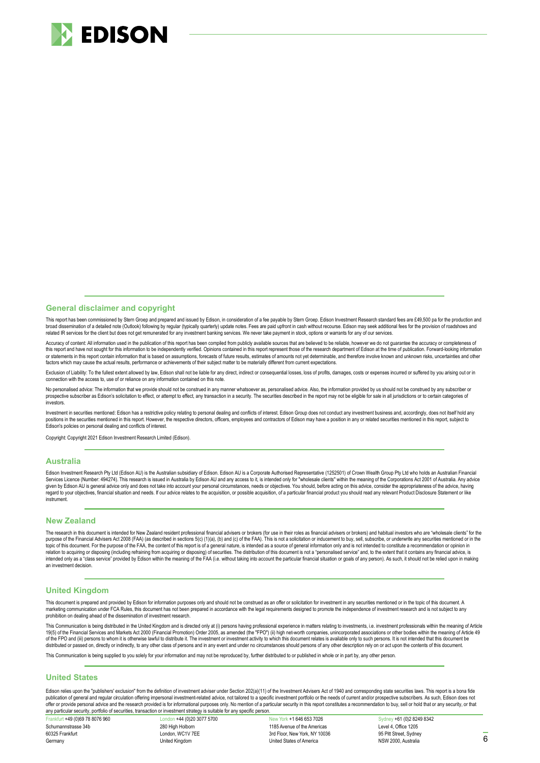## General disclaimer and copyright

This report has been commissioned by Stern Groep and prepared and issued by Edison, in consideration of a fee payable by Stern Groep. Edison Investment Research standard fees are £49,500 pa for the production and broad dissemination of a detailed note (Outlook) following by regular (typically quarterly) update notes. Fees are paid upfront in cash without recourse. Edison may seek additional fees for the provision of roadshows and related IR services for the client but does not get remunerated for any investment banking services. We never take payment in stock, options or warrants for any of our services.

Accuracy of content: All information used in the publication of this report has been compiled from publicly available sources that are believed to be reliable, however we do not guarantee the accuracy or completeness of this report and have not sought for this information to be independently verified. Opinions contained in this report represent those of the research department of Edison at the time of publication. Forward-looking information or statements in this report contain information that is based on assumptions, forecasts of future results, estimates of amounts not yet determinable, and therefore involve known and unknown risks, uncertainties and other factors which may cause the actual results, performance or achievements of their subject matter to be materially different from current expectations.

Exclusion of Liability: To the fullest extent allowed by law, Edison shall not be liable for any direct, indirect or consequential losses, loss of profits, damages, costs or expenses incurred or suffered by you arising out or in connection with the access to, use of or reliance on any information contained on this note.

No personalised advice: The information that we provide should not be construed in any manner whatsoever as, personalised advice. Also, the information provided by us should not be construed by any subscriber or prospective subscriber as Edison's solicitation to effect, or attempt to effect, any transaction in a security. The securities described in the report may not be eligible for sale in all jurisdictions or to certain categories of investors.

Investment in securities mentioned: Edison has a restrictive policy relating to personal dealing and conflicts of interest. Edison Group does not conduct any investment business and, accordingly, does not itself hold any positions in the securities mentioned in this report. However, the respective directors, officers, employees and contractors of Edison may have a position in any or related securities mentioned in this report, subject to Edison's policies on personal dealing and conflicts of interest.

Copyright: Copyright 2021 Edison Investment Research Limited (Edison).

## Australia

Edison Investment Research Pty Ltd (Edison AU) is the Australian subsidiary of Edison. Edison AU is a Corporate Authorised Representative (1252501) of Crown Wealth Group Pty Ltd who holds an Australian Financial Services Licence (Number: 494274). This research is issued in Australia by Edison AU and any access to it, is intended only for "wholesale clients" within the meaning of the Corporations Act 2001 of Australia. Any advice given by Edison AU is general advice only and does not take into account your personal circumstances, needs or objectives. You should, before acting on this advice, consider the appropriateness of the advice, having regard to your objectives, financial situation and needs. If our advice relates to the acquisition, or possible acquisition, of a particular financial product you should read any relevant Product Disclosure Statement or like instrument.

## New Zealand

The research in this document is intended for New Zealand resident professional financial advisers or brokers (for use in their roles as financial advisers or brokers) and habitual investors who are "wholesale clients" for the purpose of the Financial Advisers Act 2008 (FAA) (as described in sections 5(c) (1)(a), (b) and (c) of the FAA). This is not a solicitation or inducement to buy, sell, subscribe, or underwrite any securities mentioned or in the topic of this document. For the purpose of the FAA, the content of this report is of a general nature, is intended as a source of general information only and is not intended to constitute a recommendation or opinion in relation to acquiring or disposing (including refraining from acquiring or disposing) of securities. The distribution of this document is not a "personalised service" and, to the extent that it contains any financial advice, is intended only as a "class service" provided by Edison within the meaning of the FAA (i.e. without taking into account the particular financial situation or goals of any person). As such, it should not be relied upon in making an investment decision.

## United Kingdom

This document is prepared and provided by Edison for information purposes only and should not be construed as an offer or solicitation for investment in any securities mentioned or in the topic of this document. A marketing communication under FCA Rules, this document has not been prepared in accordance with the legal requirements designed to promote the independence of investment research and is not subject to any prohibition on dealing ahead of the dissemination of investment research.

This Communication is being distributed in the United Kingdom and is directed only at (i) persons having professional experience in matters relating to investments, i.e. investment professionals within the meaning of Article 19(5) of the Financial Services and Markets Act 2000 (Financial Promotion) Order 2005, as amended (the "FPO") (ii) high net-worth companies, unincorporated associations or other bodies within the meaning of Article 49 of the FPO and (iii) persons to whom it is otherwise lawful to distribute it. The investment or investment activity to which this document relates is available only to such persons. It is not intended that this document be distributed or passed on, directly or indirectly, to any other class of persons and in any event and under no circumstances should persons of any other description rely on or act upon the contents of this document.

This Communication is being supplied to you solely for your information and may not be reproduced by, further distributed to or published in whole or in part by, any other person.

## United States

Edison relies upon the "publishers' exclusion" from the definition of investment adviser under Section 202(a)(11) of the Investment Advisers Act of 1940 and corresponding state securities laws. This report is a bona fide publication of general and regular circulation offering impersonal investment-related advice, not tailored to a specific investment portfolio or the needs of current and/or prospective subscribers. As such, Edison does not offer or provide personal advice and the research provided is for informational purposes only. No mention of a particular security in this report constitutes a recommendation to buy, sell or hold that or any security, or that any particular security, portfolio of securities, transaction or investment strategy is suitable for any specific person.

Frankfurt +49 (0)69 78 8076 960
Schumannstrasse 34b
60325 Frankfurt
Germany

London +44 (0)20 3077 5700
280 High Holborn
London, WC1V 7EE
United Kingdom

New York +1 646 653 7026
1185 Avenue of the Americas
3rd Floor, New York, NY 10036
United States of America

Sydney +61 (0)2 8249 8342
Level 4, Office 1205
95 Pitt Street, Sydney
NSW 2000, Australia